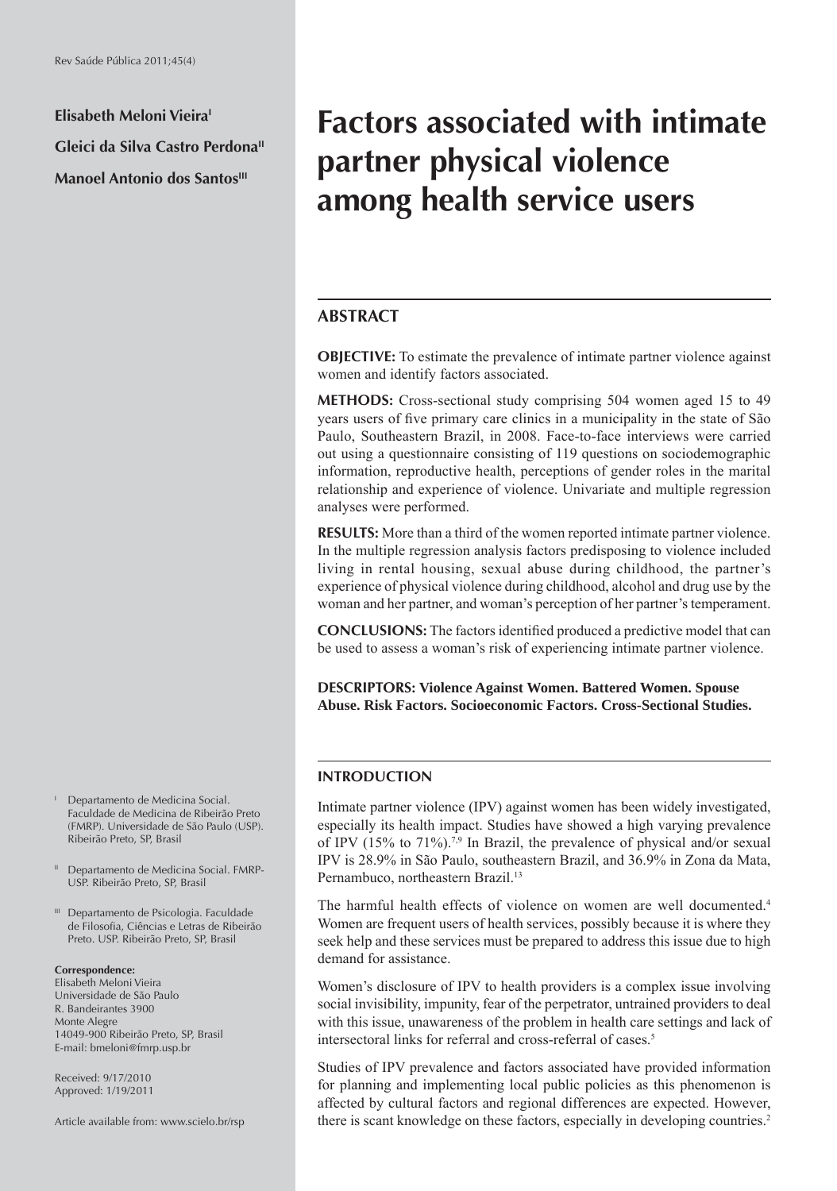# Factors associated with intimate partner physical violence among health service users

**Elisabeth Meloni Vieira[I]**

**Gleici da Silva Castro Perdona[II]**

**Manoel Antonio dos Santos[III]**

[I] Departamento de Medicina Social. Faculdade de Medicina de Ribeirão Preto (FMRP). Universidade de São Paulo (USP). Ribeirão Preto, SP, Brasil

[II] Departamento de Medicina Social. FMRP-USP. Ribeirão Preto, SP, Brasil

[III] Departamento de Psicologia. Faculdade de Filosofia, Ciências e Letras de Ribeirão Preto. USP. Ribeirão Preto, SP, Brasil

**Correspondence:**
Elisabeth Meloni Vieira
Universidade de São Paulo
R. Bandeirantes 3900
Monte Alegre
14049-900 Ribeirão Preto, SP, Brasil
E-mail: bmeloni@fmrp.usp.br

Received: 9/17/2010
Approved: 1/19/2011

Article available from: www.scielo.br/rsp

## ABSTRACT

**OBJECTIVE:** To estimate the prevalence of intimate partner violence against women and identify factors associated.

**METHODS:** Cross-sectional study comprising 504 women aged 15 to 49 years users of five primary care clinics in a municipality in the state of São Paulo, Southeastern Brazil, in 2008. Face-to-face interviews were carried out using a questionnaire consisting of 119 questions on sociodemographic information, reproductive health, perceptions of gender roles in the marital relationship and experience of violence. Univariate and multiple regression analyses were performed.

**RESULTS:** More than a third of the women reported intimate partner violence. In the multiple regression analysis factors predisposing to violence included living in rental housing, sexual abuse during childhood, the partner's experience of physical violence during childhood, alcohol and drug use by the woman and her partner, and woman's perception of her partner's temperament.

**CONCLUSIONS:** The factors identified produced a predictive model that can be used to assess a woman's risk of experiencing intimate partner violence.

**DESCRIPTORS: Violence Against Women. Battered Women. Spouse Abuse. Risk Factors. Socioeconomic Factors. Cross-Sectional Studies.**

## INTRODUCTION

Intimate partner violence (IPV) against women has been widely investigated, especially its health impact. Studies have showed a high varying prevalence of IPV (15% to 71%).[7,9] In Brazil, the prevalence of physical and/or sexual IPV is 28.9% in São Paulo, southeastern Brazil, and 36.9% in Zona da Mata, Pernambuco, northeastern Brazil.[13]

The harmful health effects of violence on women are well documented.[4] Women are frequent users of health services, possibly because it is where they seek help and these services must be prepared to address this issue due to high demand for assistance.

Women's disclosure of IPV to health providers is a complex issue involving social invisibility, impunity, fear of the perpetrator, untrained providers to deal with this issue, unawareness of the problem in health care settings and lack of intersectoral links for referral and cross-referral of cases.[5]

Studies of IPV prevalence and factors associated have provided information for planning and implementing local public policies as this phenomenon is affected by cultural factors and regional differences are expected. However, there is scant knowledge on these factors, especially in developing countries.[2]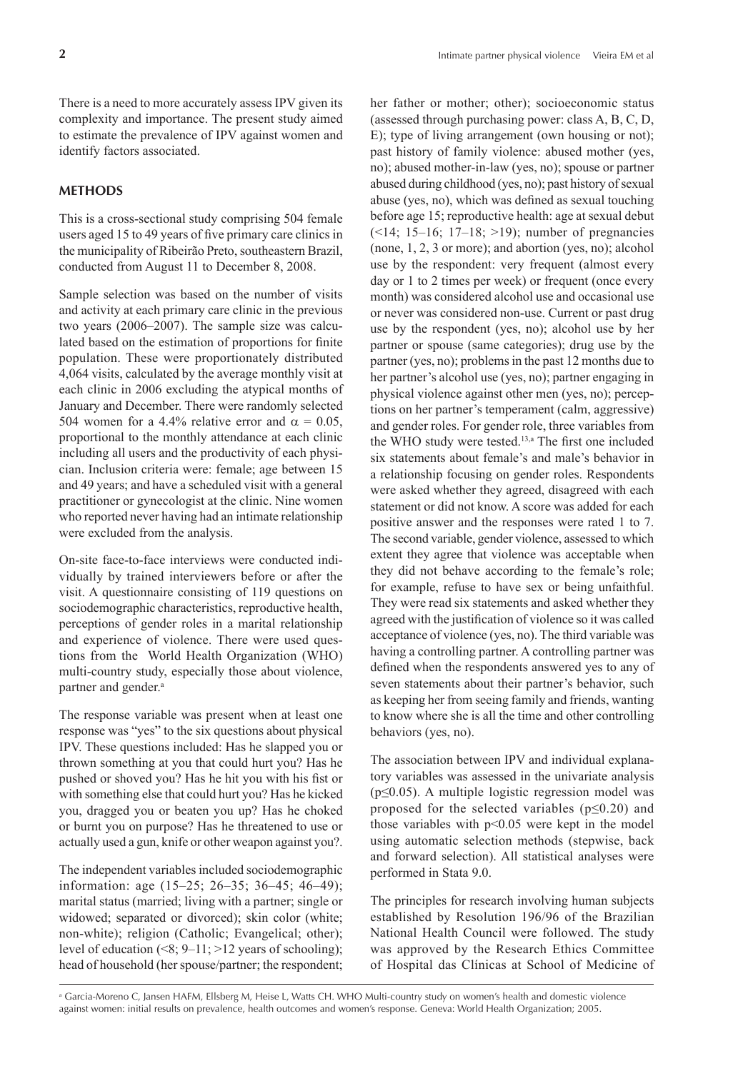There is a need to more accurately assess IPV given its complexity and importance. The present study aimed to estimate the prevalence of IPV against women and identify factors associated.

## METHODS

This is a cross-sectional study comprising 504 female users aged 15 to 49 years of five primary care clinics in the municipality of Ribeirão Preto, southeastern Brazil, conducted from August 11 to December 8, 2008.

Sample selection was based on the number of visits and activity at each primary care clinic in the previous two years (2006–2007). The sample size was calculated based on the estimation of proportions for finite population. These were proportionately distributed 4,064 visits, calculated by the average monthly visit at each clinic in 2006 excluding the atypical months of January and December. There were randomly selected 504 women for a 4.4% relative error and $\alpha = 0.05$, proportional to the monthly attendance at each clinic including all users and the productivity of each physician. Inclusion criteria were: female; age between 15 and 49 years; and have a scheduled visit with a general practitioner or gynecologist at the clinic. Nine women who reported never having had an intimate relationship were excluded from the analysis.

On-site face-to-face interviews were conducted individually by trained interviewers before or after the visit. A questionnaire consisting of 119 questions on sociodemographic characteristics, reproductive health, perceptions of gender roles in a marital relationship and experience of violence. There were used questions from the World Health Organization (WHO) multi-country study, especially those about violence, partner and gender.[a]

The response variable was present when at least one response was "yes" to the six questions about physical IPV. These questions included: Has he slapped you or thrown something at you that could hurt you? Has he pushed or shoved you? Has he hit you with his fist or with something else that could hurt you? Has he kicked you, dragged you or beaten you up? Has he choked or burnt you on purpose? Has he threatened to use or actually used a gun, knife or other weapon against you?.

The independent variables included sociodemographic information: age (15–25; 26–35; 36–45; 46–49); marital status (married; living with a partner; single or widowed; separated or divorced); skin color (white; non-white); religion (Catholic; Evangelical; other); level of education (<8; 9–11; >12 years of schooling); head of household (her spouse/partner; the respondent; her father or mother; other); socioeconomic status (assessed through purchasing power: class A, B, C, D, E); type of living arrangement (own housing or not); past history of family violence: abused mother (yes, no); abused mother-in-law (yes, no); spouse or partner abused during childhood (yes, no); past history of sexual abuse (yes, no), which was defined as sexual touching before age 15; reproductive health: age at sexual debut (<14; 15–16; 17–18; >19); number of pregnancies (none, 1, 2, 3 or more); and abortion (yes, no); alcohol use by the respondent: very frequent (almost every day or 1 to 2 times per week) or frequent (once every month) was considered alcohol use and occasional use or never was considered non-use. Current or past drug use by the respondent (yes, no); alcohol use by her partner or spouse (same categories); drug use by the partner (yes, no); problems in the past 12 months due to her partner's alcohol use (yes, no); partner engaging in physical violence against other men (yes, no); perceptions on her partner's temperament (calm, aggressive) and gender roles. For gender role, three variables from the WHO study were tested.[13,a] The first one included six statements about female's and male's behavior in a relationship focusing on gender roles. Respondents were asked whether they agreed, disagreed with each statement or did not know. A score was added for each positive answer and the responses were rated 1 to 7. The second variable, gender violence, assessed to which extent they agree that violence was acceptable when they did not behave according to the female's role; for example, refuse to have sex or being unfaithful. They were read six statements and asked whether they agreed with the justification of violence so it was called acceptance of violence (yes, no). The third variable was having a controlling partner. A controlling partner was defined when the respondents answered yes to any of seven statements about their partner's behavior, such as keeping her from seeing family and friends, wanting to know where she is all the time and other controlling behaviors (yes, no).

The association between IPV and individual explanatory variables was assessed in the univariate analysis ($p \leq 0.05$). A multiple logistic regression model was proposed for the selected variables ($p \leq 0.20$) and those variables with $p < 0.05$ were kept in the model using automatic selection methods (stepwise, back and forward selection). All statistical analyses were performed in Stata 9.0.

The principles for research involving human subjects established by Resolution 196/96 of the Brazilian National Health Council were followed. The study was approved by the Research Ethics Committee of Hospital das Clínicas at School of Medicine of

[a] Garcia-Moreno C, Jansen HAFM, Ellsberg M, Heise L, Watts CH. WHO Multi-country study on women's health and domestic violence against women: initial results on prevalence, health outcomes and women's response. Geneva: World Health Organization; 2005.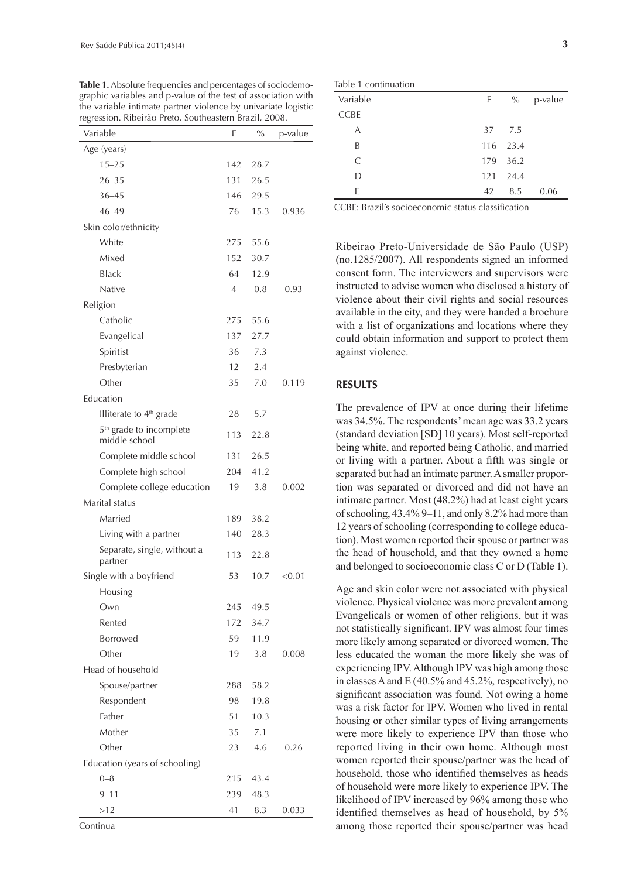**Table 1.** Absolute frequencies and percentages of sociodemographic variables and p-value of the test of association with the variable intimate partner violence by univariate logistic regression. Ribeirão Preto, Southeastern Brazil, 2008.

| Variable | F | % | p-value |
|---|---|---|---|
| Age (years) | | | |
| 15–25 | 142 | 28.7 | |
| 26–35 | 131 | 26.5 | |
| 36–45 | 146 | 29.5 | |
| 46–49 | 76 | 15.3 | 0.936 |
| Skin color/ethnicity | | | |
| White | 275 | 55.6 | |
| Mixed | 152 | 30.7 | |
| Black | 64 | 12.9 | |
| Native | 4 | 0.8 | 0.93 |
| Religion | | | |
| Catholic | 275 | 55.6 | |
| Evangelical | 137 | 27.7 | |
| Spiritist | 36 | 7.3 | |
| Presbyterian | 12 | 2.4 | |
| Other | 35 | 7.0 | 0.119 |
| Education | | | |
| Illiterate to 4th grade | 28 | 5.7 | |
| 5th grade to incomplete middle school | 113 | 22.8 | |
| Complete middle school | 131 | 26.5 | |
| Complete high school | 204 | 41.2 | |
| Complete college education | 19 | 3.8 | 0.002 |
| Marital status | | | |
| Married | 189 | 38.2 | |
| Living with a partner | 140 | 28.3 | |
| Separate, single, without a partner | 113 | 22.8 | |
| Single with a boyfriend | 53 | 10.7 | <0.01 |
| Housing | | | |
| Own | 245 | 49.5 | |
| Rented | 172 | 34.7 | |
| Borrowed | 59 | 11.9 | |
| Other | 19 | 3.8 | 0.008 |
| Head of household | | | |
| Spouse/partner | 288 | 58.2 | |
| Respondent | 98 | 19.8 | |
| Father | 51 | 10.3 | |
| Mother | 35 | 7.1 | |
| Other | 23 | 4.6 | 0.26 |
| Education (years of schooling) | | | |
| 0–8 | 215 | 43.4 | |
| 9–11 | 239 | 48.3 | |
| >12 | 41 | 8.3 | 0.033 |
| CCBE | | | |
| A | 37 | 7.5 | |
| B | 116 | 23.4 | |
| C | 179 | 36.2 | |
| D | 121 | 24.4 | |
| E | 42 | 8.5 | 0.06 |

CCBE: Brazil's socioeconomic status classification

Ribeirao Preto-Universidade de São Paulo (USP) (no.1285/2007). All respondents signed an informed consent form. The interviewers and supervisors were instructed to advise women who disclosed a history of violence about their civil rights and social resources available in the city, and they were handed a brochure with a list of organizations and locations where they could obtain information and support to protect them against violence.

## RESULTS

The prevalence of IPV at once during their lifetime was 34.5%. The respondents' mean age was 33.2 years (standard deviation [SD] 10 years). Most self-reported being white, and reported being Catholic, and married or living with a partner. About a fifth was single or separated but had an intimate partner. A smaller proportion was separated or divorced and did not have an intimate partner. Most (48.2%) had at least eight years of schooling, 43.4% 9–11, and only 8.2% had more than 12 years of schooling (corresponding to college education). Most women reported their spouse or partner was the head of household, and that they owned a home and belonged to socioeconomic class C or D (Table 1).

Age and skin color were not associated with physical violence. Physical violence was more prevalent among Evangelicals or women of other religions, but it was not statistically significant. IPV was almost four times more likely among separated or divorced women. The less educated the woman the more likely she was of experiencing IPV. Although IPV was high among those in classes A and E (40.5% and 45.2%, respectively), no significant association was found. Not owing a home was a risk factor for IPV. Women who lived in rental housing or other similar types of living arrangements were more likely to experience IPV than those who reported living in their own home. Although most women reported their spouse/partner was the head of household, those who identified themselves as heads of household were more likely to experience IPV. The likelihood of IPV increased by 96% among those who identified themselves as head of household, by 5% among those reported their spouse/partner was head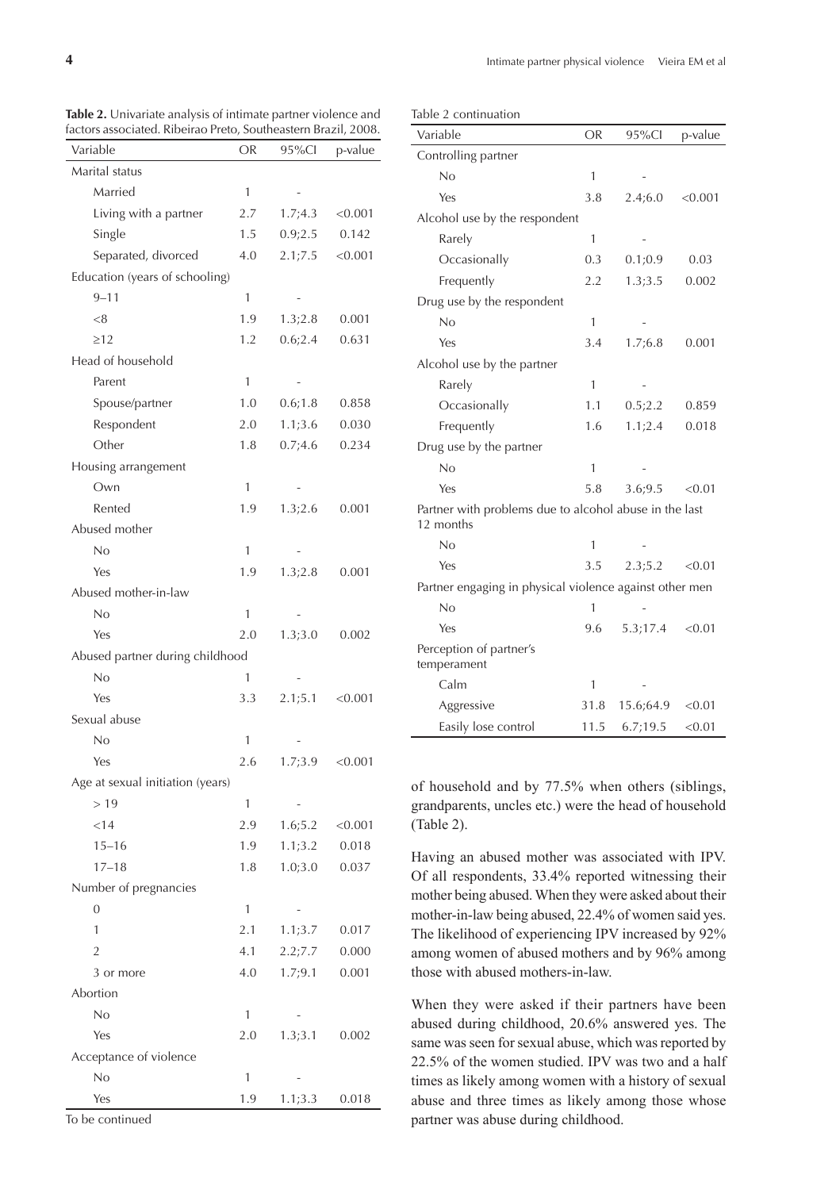**Table 2.** Univariate analysis of intimate partner violence and factors associated. Ribeirao Preto, Southeastern Brazil, 2008.

| Variable | OR | 95%CI | p-value |
|---|---|---|---|
| Marital status | | | |
| Married | 1 | - | |
| Living with a partner | 2.7 | 1.7;4.3 | <0.001 |
| Single | 1.5 | 0.9;2.5 | 0.142 |
| Separated, divorced | 4.0 | 2.1;7.5 | <0.001 |
| Education (years of schooling) | | | |
| 9–11 | 1 | - | |
| <8 | 1.9 | 1.3;2.8 | 0.001 |
| ≥12 | 1.2 | 0.6;2.4 | 0.631 |
| Head of household | | | |
| Parent | 1 | - | |
| Spouse/partner | 1.0 | 0.6;1.8 | 0.858 |
| Respondent | 2.0 | 1.1;3.6 | 0.030 |
| Other | 1.8 | 0.7;4.6 | 0.234 |
| Housing arrangement | | | |
| Own | 1 | - | |
| Rented | 1.9 | 1.3;2.6 | 0.001 |
| Abused mother | | | |
| No | 1 | - | |
| Yes | 1.9 | 1.3;2.8 | 0.001 |
| Abused mother-in-law | | | |
| No | 1 | - | |
| Yes | 2.0 | 1.3;3.0 | 0.002 |
| Abused partner during childhood | | | |
| No | 1 | - | |
| Yes | 3.3 | 2.1;5.1 | <0.001 |
| Sexual abuse | | | |
| No | 1 | - | |
| Yes | 2.6 | 1.7;3.9 | <0.001 |
| Age at sexual initiation (years) | | | |
| > 19 | 1 | - | |
| <14 | 2.9 | 1.6;5.2 | <0.001 |
| 15–16 | 1.9 | 1.1;3.2 | 0.018 |
| 17–18 | 1.8 | 1.0;3.0 | 0.037 |
| Number of pregnancies | | | |
| 0 | 1 | - | |
| 1 | 2.1 | 1.1;3.7 | 0.017 |
| 2 | 4.1 | 2.2;7.7 | 0.000 |
| 3 or more | 4.0 | 1.7;9.1 | 0.001 |
| Abortion | | | |
| No | 1 | - | |
| Yes | 2.0 | 1.3;3.1 | 0.002 |
| Acceptance of violence | | | |
| No | 1 | - | |
| Yes | 1.9 | 1.1;3.3 | 0.018 |
| Controlling partner | | | |
| No | 1 | - | |
| Yes | 3.8 | 2.4;6.0 | <0.001 |
| Alcohol use by the respondent | | | |
| Rarely | 1 | - | |
| Occasionally | 0.3 | 0.1;0.9 | 0.03 |
| Frequently | 2.2 | 1.3;3.5 | 0.002 |
| Drug use by the respondent | | | |
| No | 1 | - | |
| Yes | 3.4 | 1.7;6.8 | 0.001 |
| Alcohol use by the partner | | | |
| Rarely | 1 | - | |
| Occasionally | 1.1 | 0.5;2.2 | 0.859 |
| Frequently | 1.6 | 1.1;2.4 | 0.018 |
| Drug use by the partner | | | |
| No | 1 | - | |
| Yes | 5.8 | 3.6;9.5 | <0.01 |
| Partner with problems due to alcohol abuse in the last 12 months | | | |
| No | 1 | - | |
| Yes | 3.5 | 2.3;5.2 | <0.01 |
| Partner engaging in physical violence against other men | | | |
| No | 1 | - | |
| Yes | 9.6 | 5.3;17.4 | <0.01 |
| Perception of partner's temperament | | | |
| Calm | 1 | - | |
| Aggressive | 31.8 | 15.6;64.9 | <0.01 |
| Easily lose control | 11.5 | 6.7;19.5 | <0.01 |

of household and by 77.5% when others (siblings, grandparents, uncles etc.) were the head of household (Table 2).

Having an abused mother was associated with IPV. Of all respondents, 33.4% reported witnessing their mother being abused. When they were asked about their mother-in-law being abused, 22.4% of women said yes. The likelihood of experiencing IPV increased by 92% among women of abused mothers and by 96% among those with abused mothers-in-law.

When they were asked if their partners have been abused during childhood, 20.6% answered yes. The same was seen for sexual abuse, which was reported by 22.5% of the women studied. IPV was two and a half times as likely among women with a history of sexual abuse and three times as likely among those whose partner was abuse during childhood.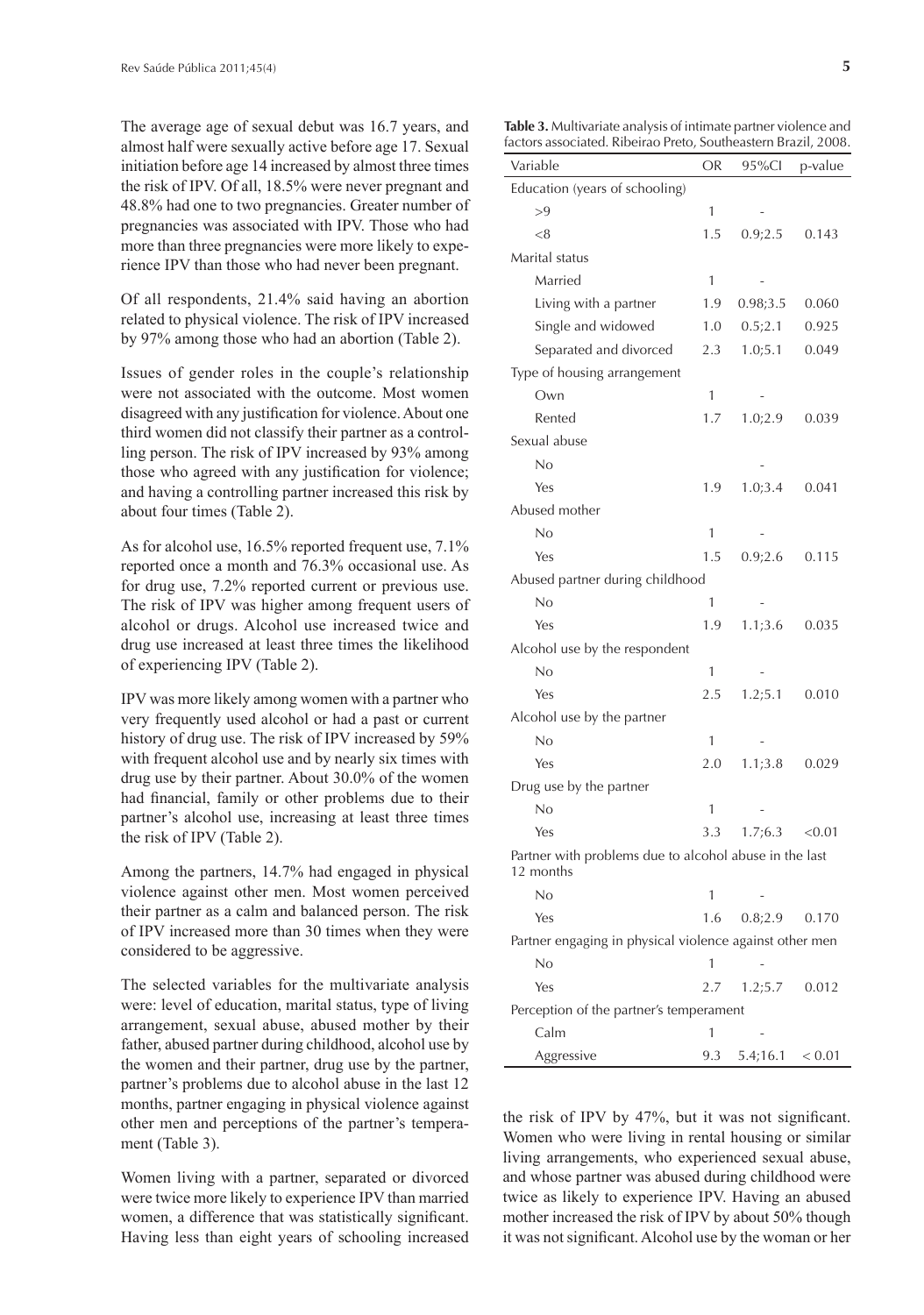The average age of sexual debut was 16.7 years, and almost half were sexually active before age 17. Sexual initiation before age 14 increased by almost three times the risk of IPV. Of all, 18.5% were never pregnant and 48.8% had one to two pregnancies. Greater number of pregnancies was associated with IPV. Those who had more than three pregnancies were more likely to experience IPV than those who had never been pregnant.

Of all respondents, 21.4% said having an abortion related to physical violence. The risk of IPV increased by 97% among those who had an abortion (Table 2).

Issues of gender roles in the couple's relationship were not associated with the outcome. Most women disagreed with any justification for violence. About one third women did not classify their partner as a controlling person. The risk of IPV increased by 93% among those who agreed with any justification for violence; and having a controlling partner increased this risk by about four times (Table 2).

As for alcohol use, 16.5% reported frequent use, 7.1% reported once a month and 76.3% occasional use. As for drug use, 7.2% reported current or previous use. The risk of IPV was higher among frequent users of alcohol or drugs. Alcohol use increased twice and drug use increased at least three times the likelihood of experiencing IPV (Table 2).

IPV was more likely among women with a partner who very frequently used alcohol or had a past or current history of drug use. The risk of IPV increased by 59% with frequent alcohol use and by nearly six times with drug use by their partner. About 30.0% of the women had financial, family or other problems due to their partner's alcohol use, increasing at least three times the risk of IPV (Table 2).

Among the partners, 14.7% had engaged in physical violence against other men. Most women perceived their partner as a calm and balanced person. The risk of IPV increased more than 30 times when they were considered to be aggressive.

The selected variables for the multivariate analysis were: level of education, marital status, type of living arrangement, sexual abuse, abused mother by their father, abused partner during childhood, alcohol use by the women and their partner, drug use by the partner, partner's problems due to alcohol abuse in the last 12 months, partner engaging in physical violence against other men and perceptions of the partner's temperament (Table 3).

Women living with a partner, separated or divorced were twice more likely to experience IPV than married women, a difference that was statistically significant. Having less than eight years of schooling increased the risk of IPV by 47%, but it was not significant. Women who were living in rental housing or similar living arrangements, who experienced sexual abuse, and whose partner was abused during childhood were twice as likely to experience IPV. Having an abused mother increased the risk of IPV by about 50% though it was not significant. Alcohol use by the woman or her

**Table 3.** Multivariate analysis of intimate partner violence and factors associated. Ribeirao Preto, Southeastern Brazil, 2008.

| Variable | OR | 95%CI | p-value |
|---|---|---|---|
| Education (years of schooling) | | | |
| >9 | 1 | - | |
| <8 | 1.5 | 0.9;2.5 | 0.143 |
| Marital status | | | |
| Married | 1 | - | |
| Living with a partner | 1.9 | 0.98;3.5 | 0.060 |
| Single and widowed | 1.0 | 0.5;2.1 | 0.925 |
| Separated and divorced | 2.3 | 1.0;5.1 | 0.049 |
| Type of housing arrangement | | | |
| Own | 1 | - | |
| Rented | 1.7 | 1.0;2.9 | 0.039 |
| Sexual abuse | | | |
| No | | - | |
| Yes | 1.9 | 1.0;3.4 | 0.041 |
| Abused mother | | | |
| No | 1 | - | |
| Yes | 1.5 | 0.9;2.6 | 0.115 |
| Abused partner during childhood | | | |
| No | 1 | - | |
| Yes | 1.9 | 1.1;3.6 | 0.035 |
| Alcohol use by the respondent | | | |
| No | 1 | - | |
| Yes | 2.5 | 1.2;5.1 | 0.010 |
| Alcohol use by the partner | | | |
| No | 1 | - | |
| Yes | 2.0 | 1.1;3.8 | 0.029 |
| Drug use by the partner | | | |
| No | 1 | - | |
| Yes | 3.3 | 1.7;6.3 | <0.01 |
| Partner with problems due to alcohol abuse in the last 12 months | | | |
| No | 1 | - | |
| Yes | 1.6 | 0.8;2.9 | 0.170 |
| Partner engaging in physical violence against other men | | | |
| No | 1 | - | |
| Yes | 2.7 | 1.2;5.7 | 0.012 |
| Perception of the partner's temperament | | | |
| Calm | 1 | - | |
| Aggressive | 9.3 | 5.4;16.1 | < 0.01 |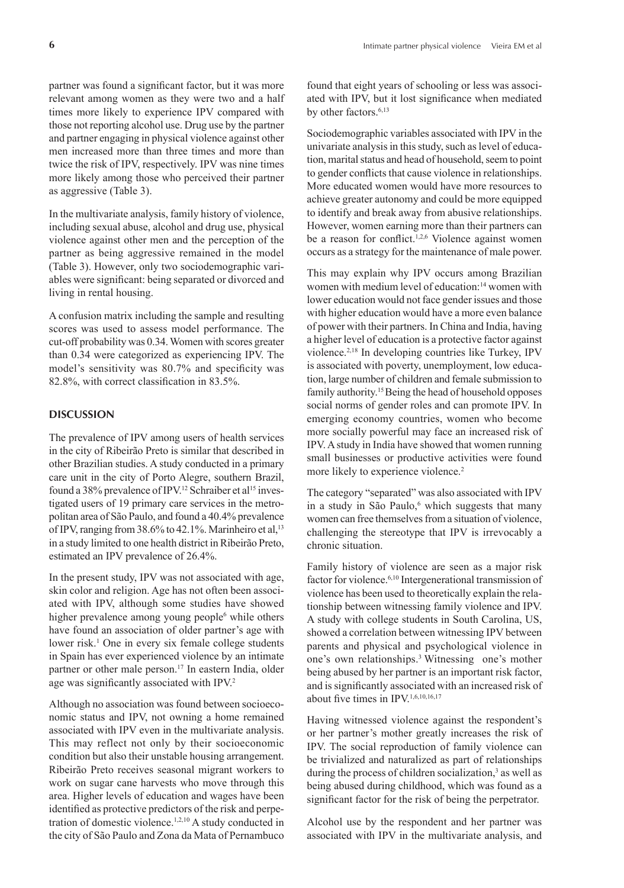partner was found a significant factor, but it was more relevant among women as they were two and a half times more likely to experience IPV compared with those not reporting alcohol use. Drug use by the partner and partner engaging in physical violence against other men increased more than three times and more than twice the risk of IPV, respectively. IPV was nine times more likely among those who perceived their partner as aggressive (Table 3).

In the multivariate analysis, family history of violence, including sexual abuse, alcohol and drug use, physical violence against other men and the perception of the partner as being aggressive remained in the model (Table 3). However, only two sociodemographic variables were significant: being separated or divorced and living in rental housing.

A confusion matrix including the sample and resulting scores was used to assess model performance. The cut-off probability was 0.34. Women with scores greater than 0.34 were categorized as experiencing IPV. The model's sensitivity was 80.7% and specificity was 82.8%, with correct classification in 83.5%.

## DISCUSSION

The prevalence of IPV among users of health services in the city of Ribeirão Preto is similar that described in other Brazilian studies. A study conducted in a primary care unit in the city of Porto Alegre, southern Brazil, found a 38% prevalence of IPV.[12] Schraiber et al[15] investigated users of 19 primary care services in the metropolitan area of São Paulo, and found a 40.4% prevalence of IPV, ranging from 38.6% to 42.1%. Marinheiro et al,[13] in a study limited to one health district in Ribeirão Preto, estimated an IPV prevalence of 26.4%.

In the present study, IPV was not associated with age, skin color and religion. Age has not often been associated with IPV, although some studies have showed higher prevalence among young people[6] while others have found an association of older partner's age with lower risk.[1] One in every six female college students in Spain has ever experienced violence by an intimate partner or other male person.[17] In eastern India, older age was significantly associated with IPV.[2]

Although no association was found between socioeconomic status and IPV, not owning a home remained associated with IPV even in the multivariate analysis. This may reflect not only by their socioeconomic condition but also their unstable housing arrangement. Ribeirão Preto receives seasonal migrant workers to work on sugar cane harvests who move through this area. Higher levels of education and wages have been identified as protective predictors of the risk and perpetration of domestic violence.[1,2,10] A study conducted in the city of São Paulo and Zona da Mata of Pernambuco found that eight years of schooling or less was associated with IPV, but it lost significance when mediated by other factors.[6,13]

Sociodemographic variables associated with IPV in the univariate analysis in this study, such as level of education, marital status and head of household, seem to point to gender conflicts that cause violence in relationships. More educated women would have more resources to achieve greater autonomy and could be more equipped to identify and break away from abusive relationships. However, women earning more than their partners can be a reason for conflict.[1,2,6] Violence against women occurs as a strategy for the maintenance of male power.

This may explain why IPV occurs among Brazilian women with medium level of education:[14] women with lower education would not face gender issues and those with higher education would have a more even balance of power with their partners. In China and India, having a higher level of education is a protective factor against violence.[2,18] In developing countries like Turkey, IPV is associated with poverty, unemployment, low education, large number of children and female submission to family authority.[15] Being the head of household opposes social norms of gender roles and can promote IPV. In emerging economy countries, women who become more socially powerful may face an increased risk of IPV. A study in India have showed that women running small businesses or productive activities were found more likely to experience violence.[2]

The category "separated" was also associated with IPV in a study in São Paulo,[6] which suggests that many women can free themselves from a situation of violence, challenging the stereotype that IPV is irrevocably a chronic situation.

Family history of violence are seen as a major risk factor for violence.[6,10] Intergenerational transmission of violence has been used to theoretically explain the relationship between witnessing family violence and IPV. A study with college students in South Carolina, US, showed a correlation between witnessing IPV between parents and physical and psychological violence in one's own relationships.[3] Witnessing one's mother being abused by her partner is an important risk factor, and is significantly associated with an increased risk of about five times in IPV.[1,6,10,16,17]

Having witnessed violence against the respondent's or her partner's mother greatly increases the risk of IPV. The social reproduction of family violence can be trivialized and naturalized as part of relationships during the process of children socialization,[3] as well as being abused during childhood, which was found as a significant factor for the risk of being the perpetrator.

Alcohol use by the respondent and her partner was associated with IPV in the multivariate analysis, and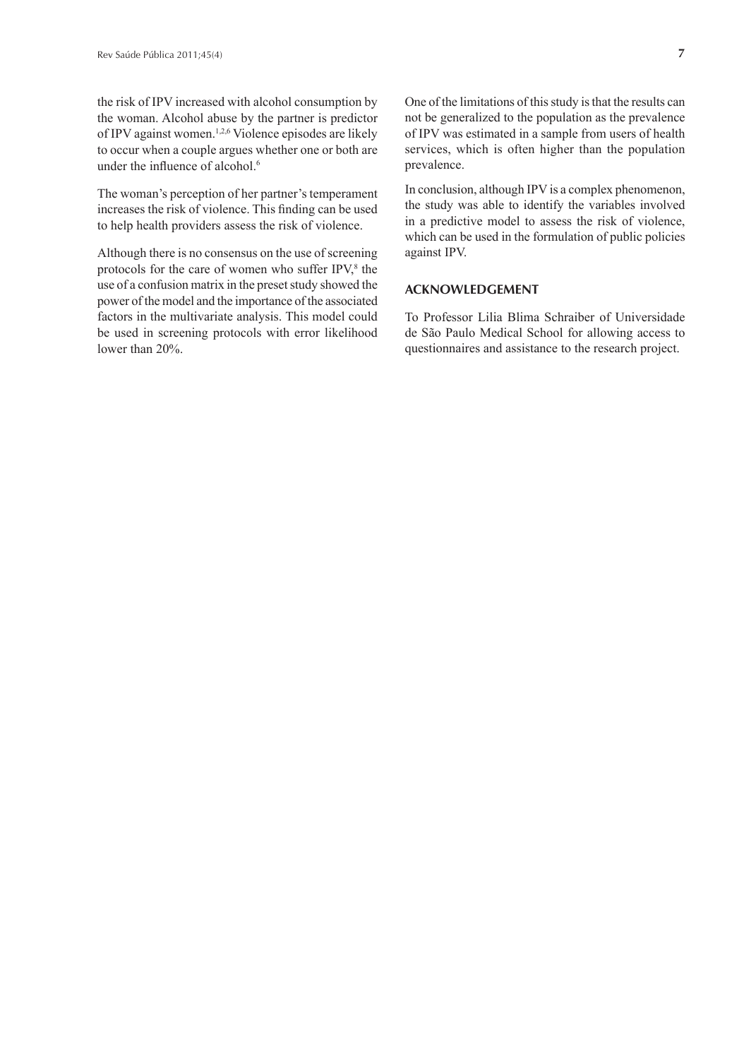the risk of IPV increased with alcohol consumption by the woman. Alcohol abuse by the partner is predictor of IPV against women.[1,2,6] Violence episodes are likely to occur when a couple argues whether one or both are under the influence of alcohol.[6]

The woman's perception of her partner's temperament increases the risk of violence. This finding can be used to help health providers assess the risk of violence.

Although there is no consensus on the use of screening protocols for the care of women who suffer IPV,[8] the use of a confusion matrix in the preset study showed the power of the model and the importance of the associated factors in the multivariate analysis. This model could be used in screening protocols with error likelihood lower than 20%.

One of the limitations of this study is that the results can not be generalized to the population as the prevalence of IPV was estimated in a sample from users of health services, which is often higher than the population prevalence.

In conclusion, although IPV is a complex phenomenon, the study was able to identify the variables involved in a predictive model to assess the risk of violence, which can be used in the formulation of public policies against IPV.

## ACKNOWLEDGEMENT

To Professor Lilia Blima Schraiber of Universidade de São Paulo Medical School for allowing access to questionnaires and assistance to the research project.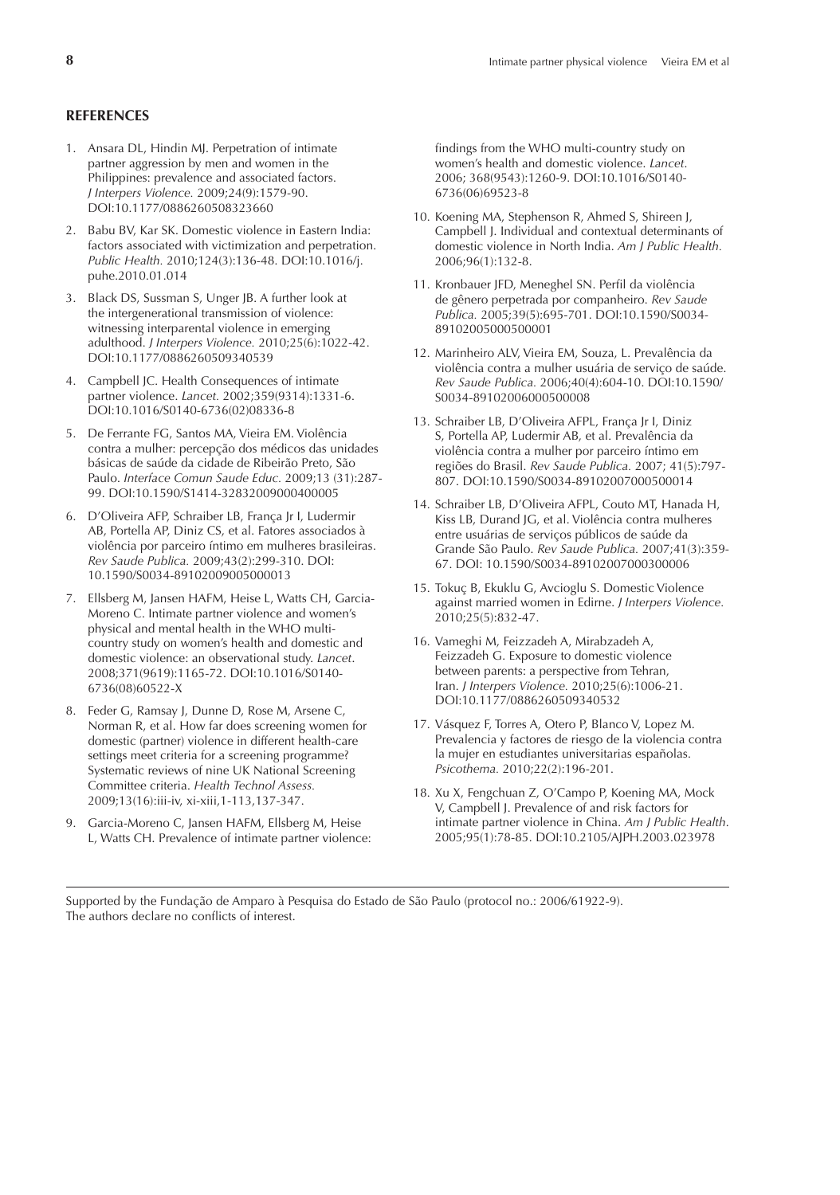## REFERENCES

1. Ansara DL, Hindin MJ. Perpetration of intimate partner aggression by men and women in the Philippines: prevalence and associated factors. *J Interpers Violence.* 2009;24(9):1579-90. DOI:10.1177/0886260508323660

2. Babu BV, Kar SK. Domestic violence in Eastern India: factors associated with victimization and perpetration. *Public Health.* 2010;124(3):136-48. DOI:10.1016/j.puhe.2010.01.014

3. Black DS, Sussman S, Unger JB. A further look at the intergenerational transmission of violence: witnessing interparental violence in emerging adulthood. *J Interpers Violence.* 2010;25(6):1022-42. DOI:10.1177/0886260509340539

4. Campbell JC. Health Consequences of intimate partner violence. *Lancet.* 2002;359(9314):1331-6. DOI:10.1016/S0140-6736(02)08336-8

5. De Ferrante FG, Santos MA, Vieira EM. Violência contra a mulher: percepção dos médicos das unidades básicas de saúde da cidade de Ribeirão Preto, São Paulo. *Interface Comun Saude Educ.* 2009;13 (31):287-99. DOI:10.1590/S1414-32832009000400005

6. D'Oliveira AFP, Schraiber LB, França Jr I, Ludermir AB, Portella AP, Diniz CS, et al. Fatores associados à violência por parceiro íntimo em mulheres brasileiras. *Rev Saude Publica.* 2009;43(2):299-310. DOI: 10.1590/S0034-89102009005000013

7. Ellsberg M, Jansen HAFM, Heise L, Watts CH, Garcia-Moreno C. Intimate partner violence and women's physical and mental health in the WHO multi-country study on women's health and domestic and domestic violence: an observational study. *Lancet*. 2008;371(9619):1165-72. DOI:10.1016/S0140-6736(08)60522-X

8. Feder G, Ramsay J, Dunne D, Rose M, Arsene C, Norman R, et al. How far does screening women for domestic (partner) violence in different health-care settings meet criteria for a screening programme? Systematic reviews of nine UK National Screening Committee criteria. *Health Technol Assess.* 2009;13(16):iii-iv, xi-xiii,1-113,137-347.

9. Garcia-Moreno C, Jansen HAFM, Ellsberg M, Heise L, Watts CH. Prevalence of intimate partner violence: findings from the WHO multi-country study on women's health and domestic violence. *Lancet*. 2006; 368(9543):1260-9. DOI:10.1016/S0140-6736(06)69523-8

10. Koening MA, Stephenson R, Ahmed S, Shireen J, Campbell J. Individual and contextual determinants of domestic violence in North India. *Am J Public Health.* 2006;96(1):132-8.

11. Kronbauer JFD, Meneghel SN. Perfil da violência de gênero perpetrada por companheiro. *Rev Saude Publica.* 2005;39(5):695-701. DOI:10.1590/S0034-89102005000500001

12. Marinheiro ALV, Vieira EM, Souza, L. Prevalência da violência contra a mulher usuária de serviço de saúde. *Rev Saude Publica.* 2006;40(4):604-10. DOI:10.1590/S0034-89102006000500008

13. Schraiber LB, D'Oliveira AFPL, França Jr I, Diniz S, Portella AP, Ludermir AB, et al. Prevalência da violência contra a mulher por parceiro íntimo em regiões do Brasil. *Rev Saude Publica.* 2007; 41(5):797-807. DOI:10.1590/S0034-89102007000500014

14. Schraiber LB, D'Oliveira AFPL, Couto MT, Hanada H, Kiss LB, Durand JG, et al. Violência contra mulheres entre usuárias de serviços públicos de saúde da Grande São Paulo. *Rev Saude Publica.* 2007;41(3):359-67. DOI: 10.1590/S0034-89102007000300006

15. Tokuç B, Ekuklu G, Avcioglu S. Domestic Violence against married women in Edirne. *J Interpers Violence.* 2010;25(5):832-47.

16. Vameghi M, Feizzadeh A, Mirabzadeh A, Feizzadeh G. Exposure to domestic violence between parents: a perspective from Tehran, Iran. *J Interpers Violence.* 2010;25(6):1006-21. DOI:10.1177/0886260509340532

17. Vásquez F, Torres A, Otero P, Blanco V, Lopez M. Prevalencia y factores de riesgo de la violencia contra la mujer en estudiantes universitarias españolas. *Psicothema.* 2010;22(2):196-201.

18. Xu X, Fengchuan Z, O'Campo P, Koening MA, Mock V, Campbell J. Prevalence of and risk factors for intimate partner violence in China. *Am J Public Health*. 2005;95(1):78-85. DOI:10.2105/AJPH.2003.023978

---

Supported by the Fundação de Amparo à Pesquisa do Estado de São Paulo (protocol no.: 2006/61922-9).
The authors declare no conflicts of interest.